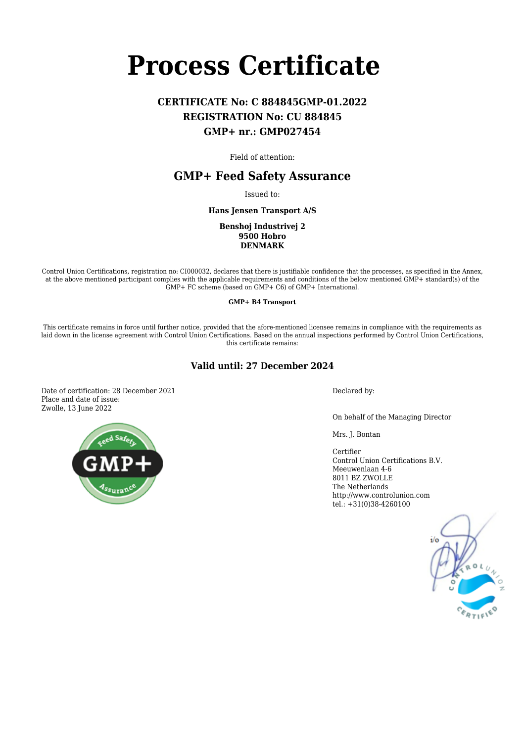# Process Certificate

**CERTIFICATE No: C 884845GMP-01.2022**
**REGISTRATION No: CU 884845**
**GMP+ nr.: GMP027454**

Field of attention:

## GMP+ Feed Safety Assurance

Issued to:

**Hans Jensen Transport A/S**

**Benshoj Industrivej 2**
**9500 Hobro**
**DENMARK**

Control Union Certifications, registration no: CI000032, declares that there is justifiable confidence that the processes, as specified in the Annex, at the above mentioned participant complies with the applicable requirements and conditions of the below mentioned GMP+ standard(s) of the GMP+ FC scheme (based on GMP+ C6) of GMP+ International.

**GMP+ B4 Transport**

This certificate remains in force until further notice, provided that the afore-mentioned licensee remains in compliance with the requirements as laid down in the license agreement with Control Union Certifications. Based on the annual inspections performed by Control Union Certifications, this certificate remains:

**Valid until: 27 December 2024**

Date of certification: 28 December 2021
Place and date of issue:
Zwolle, 13 June 2022

Declared by:

On behalf of the Managing Director

Mrs. J. Bontan

Certifier
Control Union Certifications B.V.
Meeuwenlaan 4-6
8011 BZ ZWOLLE
The Netherlands
http://www.controlunion.com
tel.: +31(0)38-4260100

i/o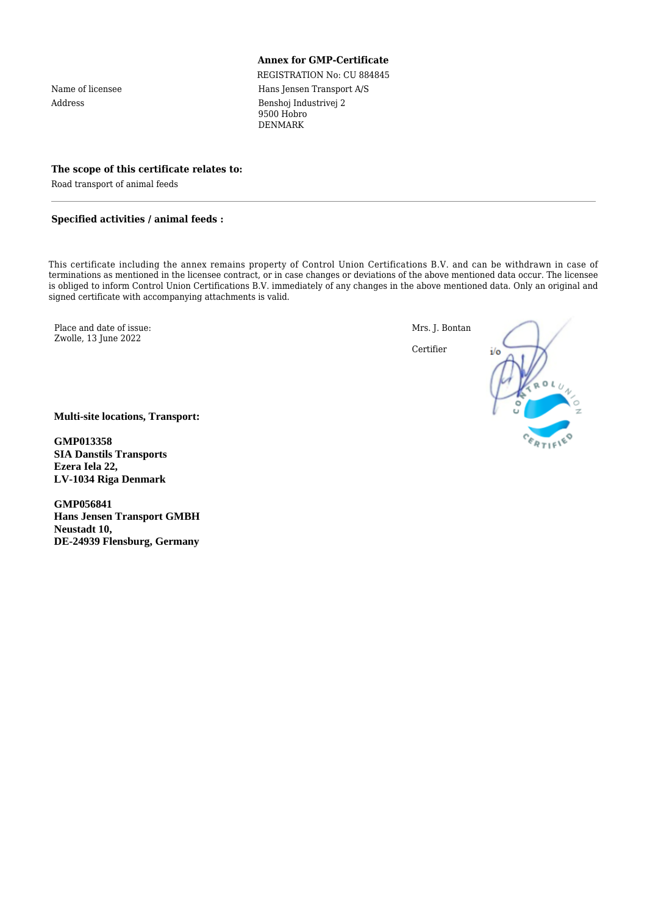**Annex for GMP-Certificate**

REGISTRATION No: CU 884845

| | |
|---|---|
| Name of licensee | Hans Jensen Transport A/S |
| Address | Benshoj Industrivej 2<br>9500 Hobro<br>DENMARK |

**The scope of this certificate relates to:**

Road transport of animal feeds

---

**Specified activities / animal feeds :**

This certificate including the annex remains property of Control Union Certifications B.V. and can be withdrawn in case of terminations as mentioned in the licensee contract, or in case changes or deviations of the above mentioned data occur. The licensee is obliged to inform Control Union Certifications B.V. immediately of any changes in the above mentioned data. Only an original and signed certificate with accompanying attachments is valid.

Place and date of issue:
Zwolle, 13 June 2022

Mrs. J. Bontan

Certifier

i/o

**Multi-site locations, Transport:**

**GMP013358**
**SIA Danstils Transports**
**Ezera Iela 22,**
**LV-1034 Riga Denmark**

**GMP056841**
**Hans Jensen Transport GMBH**
**Neustadt 10,**
**DE-24939 Flensburg, Germany**